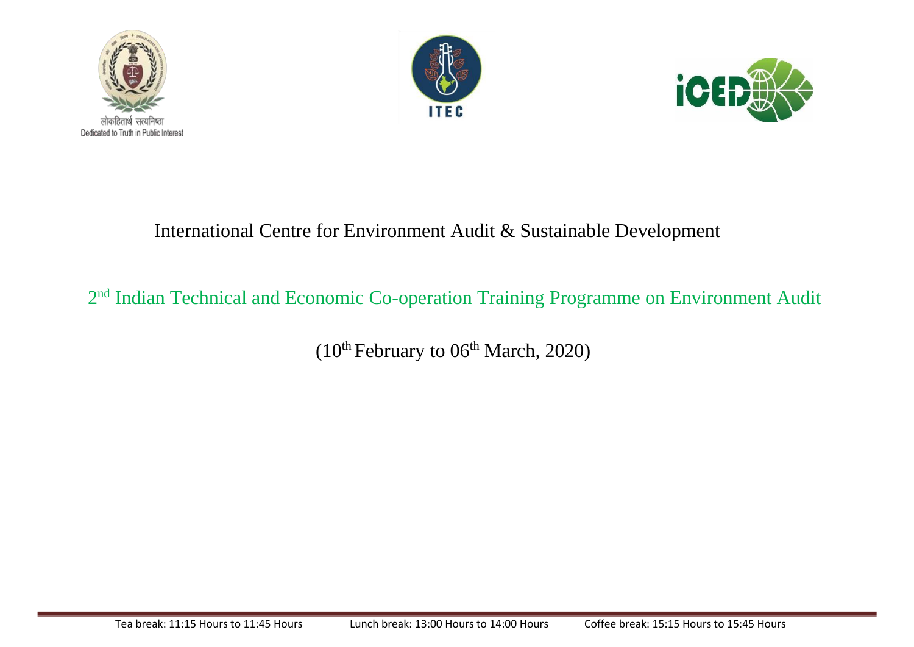लोकहितार्थ सत्यनिष्ठा
Dedicated to Truth in Public Interest

# International Centre for Environment Audit & Sustainable Development

## 2nd Indian Technical and Economic Co-operation Training Programme on Environment Audit

(10th February to 06th March, 2020)

Tea break: 11:15 Hours to 11:45 Hours    Lunch break: 13:00 Hours to 14:00 Hours    Coffee break: 15:15 Hours to 15:45 Hours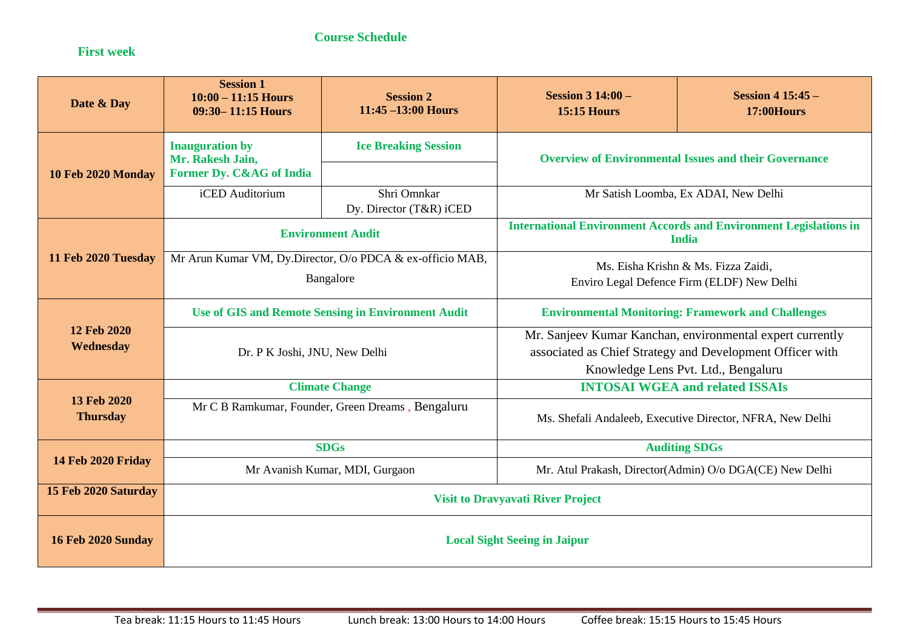## Course Schedule

### First week

| Date & Day | Session 1 10:00 – 11:15 Hours 09:30– 11:15 Hours | Session 2 11:45 –13:00 Hours | Session 3 14:00 – 15:15 Hours | Session 4 15:45 – 17:00Hours |
|---|---|---|---|---|
| **10 Feb 2020 Monday** | **Inauguration by Mr. Rakesh Jain, Former Dy. C&AG of India** | **Ice Breaking Session** | **Overview of Environmental Issues and their Governance** | |
| | iCED Auditorium | Shri Omnkar Dy. Director (T&R) iCED | Mr Satish Loomba, Ex ADAI, New Delhi | |
| **11 Feb 2020 Tuesday** | **Environment Audit** | | **International Environment Accords and Environment Legislations in India** | |
| | Mr Arun Kumar VM, Dy.Director, O/o PDCA & ex-officio MAB, Bangalore | | Ms. Eisha Krishn & Ms. Fizza Zaidi, Enviro Legal Defence Firm (ELDF) New Delhi | |
| **12 Feb 2020 Wednesday** | **Use of GIS and Remote Sensing in Environment Audit** | | **Environmental Monitoring: Framework and Challenges** | |
| | Dr. P K Joshi, JNU, New Delhi | | Mr. Sanjeev Kumar Kanchan, environmental expert currently associated as Chief Strategy and Development Officer with Knowledge Lens Pvt. Ltd., Bengaluru | |
| **13 Feb 2020 Thursday** | **Climate Change** | | **INTOSAI WGEA and related ISSAIs** | |
| | Mr C B Ramkumar, Founder, Green Dreams , Bengaluru | | Ms. Shefali Andaleeb, Executive Director, NFRA, New Delhi | |
| **14 Feb 2020 Friday** | **SDGs** | | **Auditing SDGs** | |
| | Mr Avanish Kumar, MDI, Gurgaon | | Mr. Atul Prakash, Director(Admin) O/o DGA(CE) New Delhi | |
| **15 Feb 2020 Saturday** | **Visit to Dravyavati River Project** | | | |
| **16 Feb 2020 Sunday** | **Local Sight Seeing in Jaipur** | | | |

Tea break: 11:15 Hours to 11:45 Hours    Lunch break: 13:00 Hours to 14:00 Hours    Coffee break: 15:15 Hours to 15:45 Hours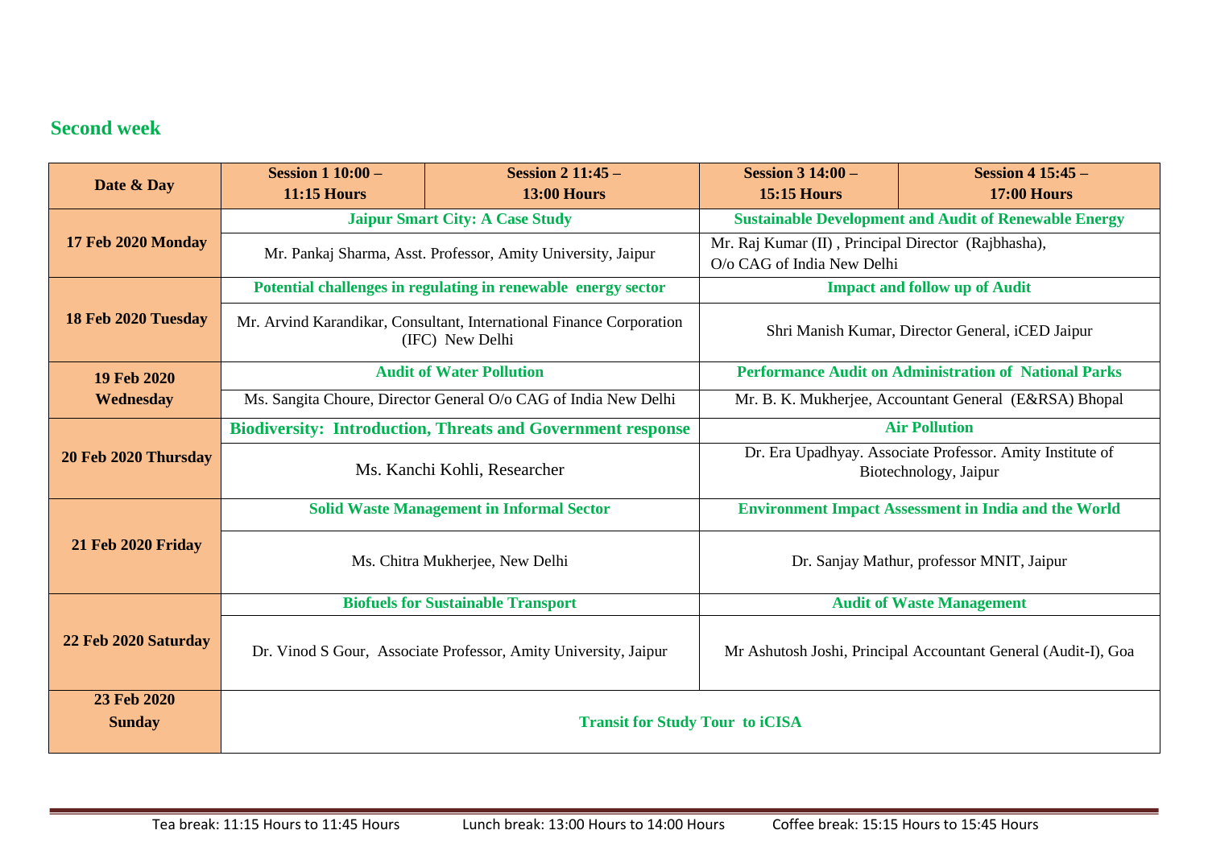## Second week

| Date & Day | Session 1 10:00 – 11:15 Hours | Session 2 11:45 – 13:00 Hours | Session 3 14:00 – 15:15 Hours | Session 4 15:45 – 17:00 Hours |
|---|---|---|---|---|
| **17 Feb 2020 Monday** | **Jaipur Smart City: A Case Study** | | **Sustainable Development and Audit of Renewable Energy** | |
| | Mr. Pankaj Sharma, Asst. Professor, Amity University, Jaipur | | Mr. Raj Kumar (II) , Principal Director (Rajbhasha), O/o CAG of India New Delhi | |
| **18 Feb 2020 Tuesday** | **Potential challenges in regulating in renewable energy sector** | | **Impact and follow up of Audit** | |
| | Mr. Arvind Karandikar, Consultant, International Finance Corporation (IFC) New Delhi | | Shri Manish Kumar, Director General, iCED Jaipur | |
| **19 Feb 2020 Wednesday** | **Audit of Water Pollution** | | **Performance Audit on Administration of National Parks** | |
| | Ms. Sangita Choure, Director General O/o CAG of India New Delhi | | Mr. B. K. Mukherjee, Accountant General (E&RSA) Bhopal | |
| **20 Feb 2020 Thursday** | **Biodiversity: Introduction, Threats and Government response** | | **Air Pollution** | |
| | Ms. Kanchi Kohli, Researcher | | Dr. Era Upadhyay. Associate Professor. Amity Institute of Biotechnology, Jaipur | |
| **21 Feb 2020 Friday** | **Solid Waste Management in Informal Sector** | | **Environment Impact Assessment in India and the World** | |
| | Ms. Chitra Mukherjee, New Delhi | | Dr. Sanjay Mathur, professor MNIT, Jaipur | |
| **22 Feb 2020 Saturday** | **Biofuels for Sustainable Transport** | | **Audit of Waste Management** | |
| | Dr. Vinod S Gour, Associate Professor, Amity University, Jaipur | | Mr Ashutosh Joshi, Principal Accountant General (Audit-I), Goa | |
| **23 Feb 2020 Sunday** | **Transit for Study Tour to iCISA** | | | |

Tea break: 11:15 Hours to 11:45 Hours    Lunch break: 13:00 Hours to 14:00 Hours    Coffee break: 15:15 Hours to 15:45 Hours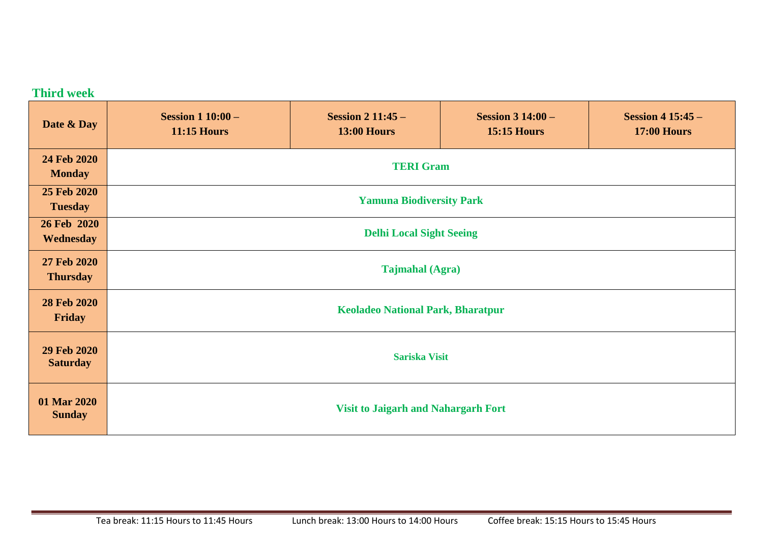## Third week

| Date & Day | Session 1 10:00 – 11:15 Hours | Session 2 11:45 – 13:00 Hours | Session 3 14:00 – 15:15 Hours | Session 4 15:45 – 17:00 Hours |
|---|---|---|---|---|
| 24 Feb 2020 Monday | TERI Gram | | | |
| 25 Feb 2020 Tuesday | Yamuna Biodiversity Park | | | |
| 26 Feb 2020 Wednesday | Delhi Local Sight Seeing | | | |
| 27 Feb 2020 Thursday | Tajmahal (Agra) | | | |
| 28 Feb 2020 Friday | Keoladeo National Park, Bharatpur | | | |
| 29 Feb 2020 Saturday | Sariska Visit | | | |
| 01 Mar 2020 Sunday | Visit to Jaigarh and Nahargarh Fort | | | |

Tea break: 11:15 Hours to 11:45 Hours Lunch break: 13:00 Hours to 14:00 Hours Coffee break: 15:15 Hours to 15:45 Hours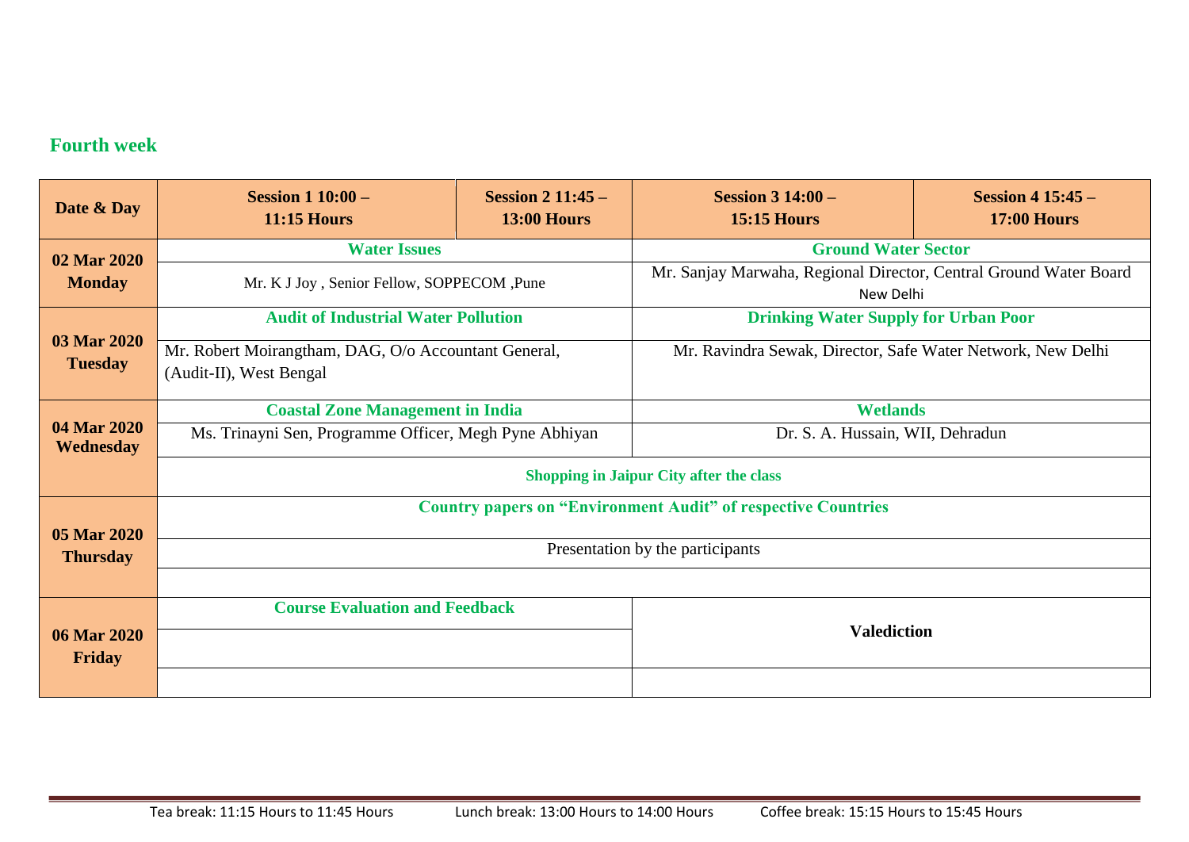## Fourth week

| Date & Day | Session 1 10:00 – 11:15 Hours | Session 2 11:45 – 13:00 Hours | Session 3 14:00 – 15:15 Hours | Session 4 15:45 – 17:00 Hours |
|---|---|---|---|---|
| **02 Mar 2020 Monday** | **Water Issues** | | **Ground Water Sector** | |
| | Mr. K J Joy , Senior Fellow, SOPPECOM ,Pune | | Mr. Sanjay Marwaha, Regional Director, Central Ground Water Board New Delhi | |
| **03 Mar 2020 Tuesday** | **Audit of Industrial Water Pollution** | | **Drinking Water Supply for Urban Poor** | |
| | Mr. Robert Moirangtham, DAG, O/o Accountant General, (Audit-II), West Bengal | | Mr. Ravindra Sewak, Director, Safe Water Network, New Delhi | |
| **04 Mar 2020 Wednesday** | **Coastal Zone Management in India** | | **Wetlands** | |
| | Ms. Trinayni Sen, Programme Officer, Megh Pyne Abhiyan | | Dr. S. A. Hussain, WII, Dehradun | |
| | **Shopping in Jaipur City after the class** | | | |
| **05 Mar 2020 Thursday** | **Country papers on "Environment Audit" of respective Countries** | | | |
| | Presentation by the participants | | | |
| **06 Mar 2020 Friday** | **Course Evaluation and Feedback** | | **Valediction** | |

Tea break: 11:15 Hours to 11:45 Hours Lunch break: 13:00 Hours to 14:00 Hours Coffee break: 15:15 Hours to 15:45 Hours